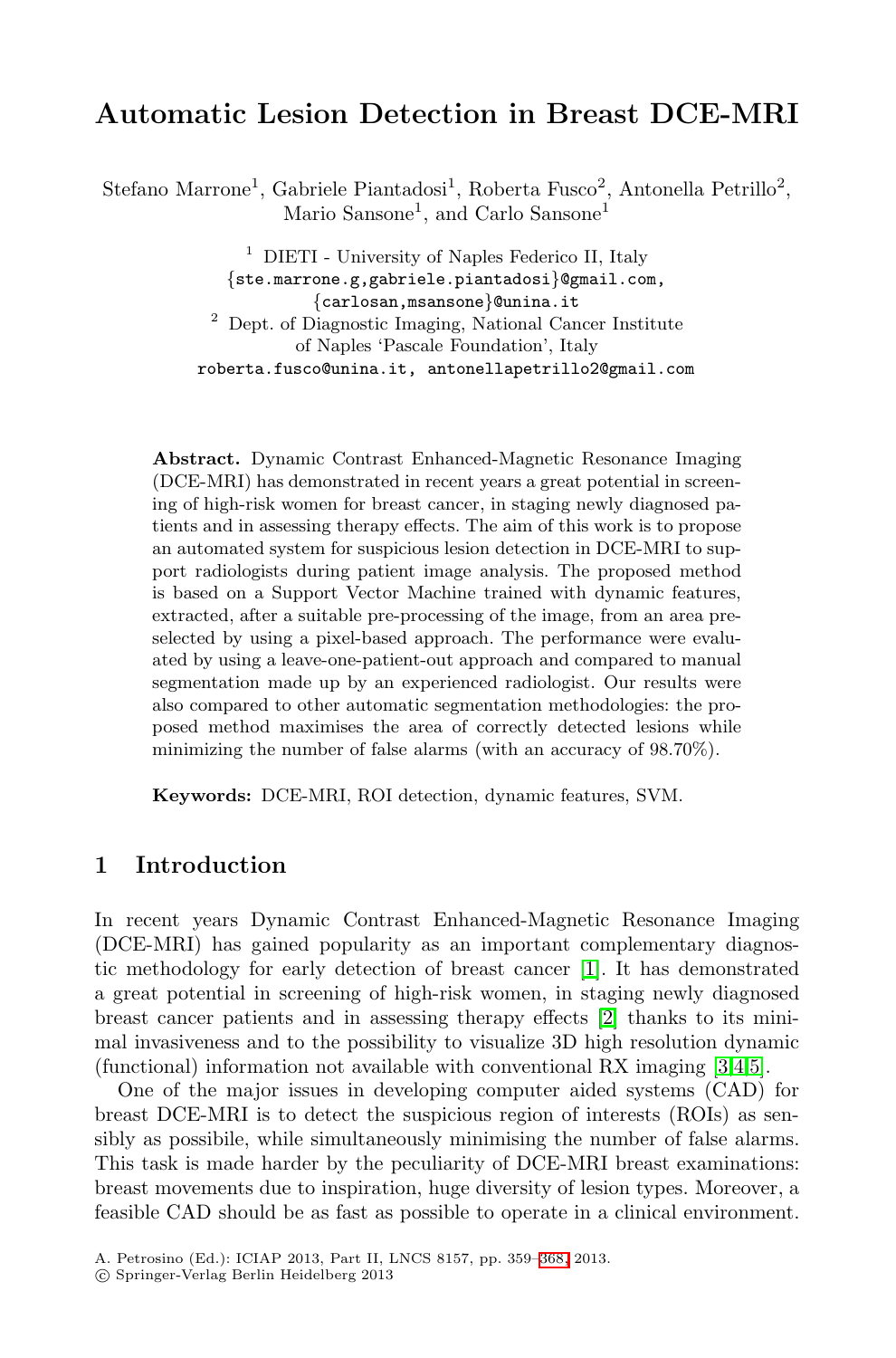# Automatic Lesion Detection in Breast DCE-MRI

Stefano Marrone[1], Gabriele Piantadosi[1], Roberta Fusco[2], Antonella Petrillo[2], Mario Sansone[1], and Carlo Sansone[1]

[1] DIETI - University of Naples Federico II, Italy
{ste.marrone.g,gabriele.piantadosi}@gmail.com,
{carlosan,msansone}@unina.it

[2] Dept. of Diagnostic Imaging, National Cancer Institute of Naples 'Pascale Foundation', Italy
roberta.fusco@unina.it, antonellapetrillo2@gmail.com

**Abstract.** Dynamic Contrast Enhanced-Magnetic Resonance Imaging (DCE-MRI) has demonstrated in recent years a great potential in screening of high-risk women for breast cancer, in staging newly diagnosed patients and in assessing therapy effects. The aim of this work is to propose an automated system for suspicious lesion detection in DCE-MRI to support radiologists during patient image analysis. The proposed method is based on a Support Vector Machine trained with dynamic features, extracted, after a suitable pre-processing of the image, from an area preselected by using a pixel-based approach. The performance were evaluated by using a leave-one-patient-out approach and compared to manual segmentation made up by an experienced radiologist. Our results were also compared to other automatic segmentation methodologies: the proposed method maximises the area of correctly detected lesions while minimizing the number of false alarms (with an accuracy of 98.70%).

**Keywords:** DCE-MRI, ROI detection, dynamic features, SVM.

## 1 Introduction

In recent years Dynamic Contrast Enhanced-Magnetic Resonance Imaging (DCE-MRI) has gained popularity as an important complementary diagnostic methodology for early detection of breast cancer [1]. It has demonstrated a great potential in screening of high-risk women, in staging newly diagnosed breast cancer patients and in assessing therapy effects [2] thanks to its minimal invasiveness and to the possibility to visualize 3D high resolution dynamic (functional) information not available with conventional RX imaging [3,4,5].

One of the major issues in developing computer aided systems (CAD) for breast DCE-MRI is to detect the suspicious region of interests (ROIs) as sensibly as possibile, while simultaneously minimising the number of false alarms. This task is made harder by the peculiarity of DCE-MRI breast examinations: breast movements due to inspiration, huge diversity of lesion types. Moreover, a feasible CAD should be as fast as possible to operate in a clinical environment.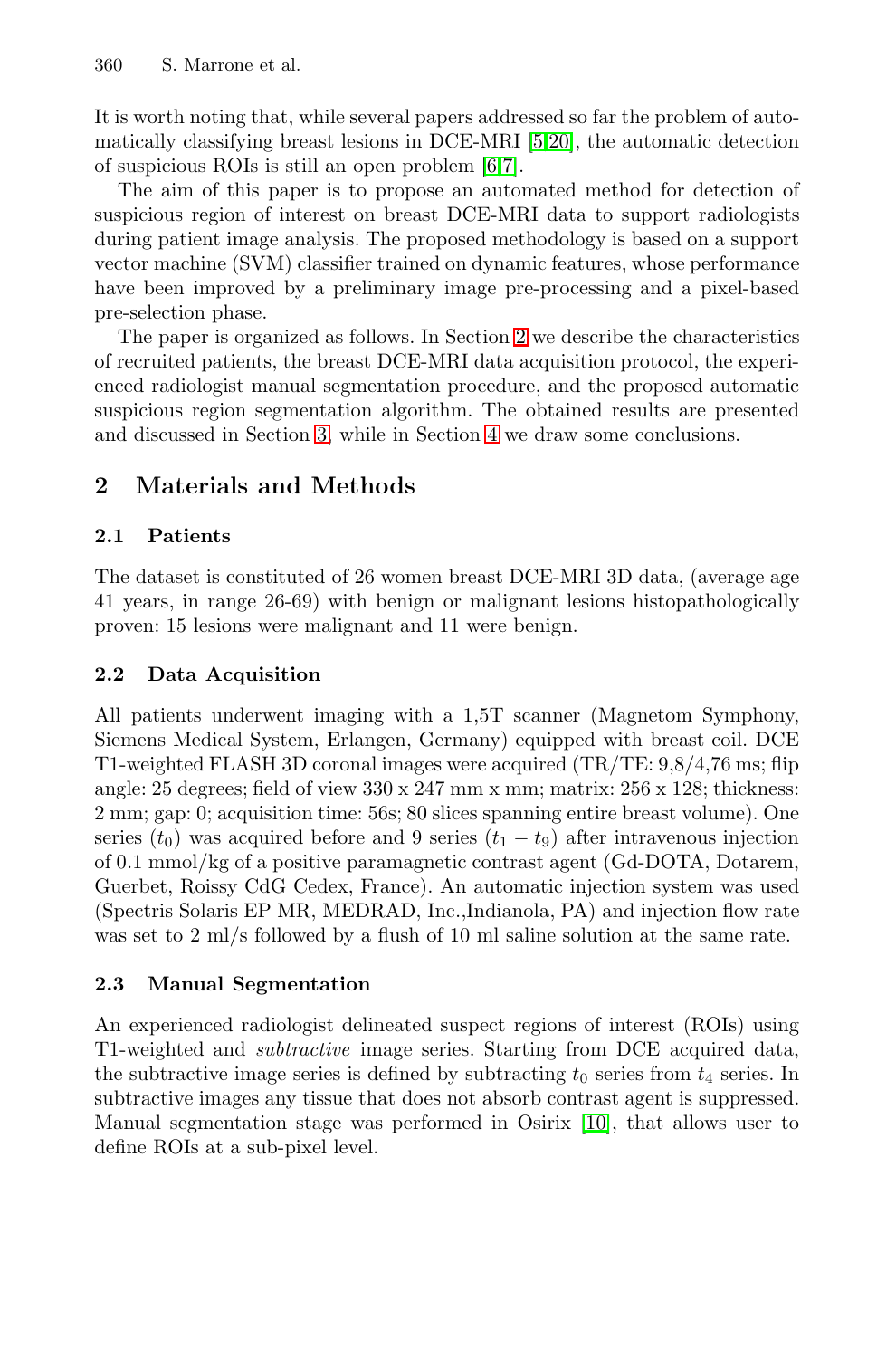It is worth noting that, while several papers addressed so far the problem of automatically classifying breast lesions in DCE-MRI [5,20], the automatic detection of suspicious ROIs is still an open problem [6,7].

The aim of this paper is to propose an automated method for detection of suspicious region of interest on breast DCE-MRI data to support radiologists during patient image analysis. The proposed methodology is based on a support vector machine (SVM) classifier trained on dynamic features, whose performance have been improved by a preliminary image pre-processing and a pixel-based pre-selection phase.

The paper is organized as follows. In Section 2 we describe the characteristics of recruited patients, the breast DCE-MRI data acquisition protocol, the experienced radiologist manual segmentation procedure, and the proposed automatic suspicious region segmentation algorithm. The obtained results are presented and discussed in Section 3, while in Section 4 we draw some conclusions.

## 2 Materials and Methods

### 2.1 Patients

The dataset is constituted of 26 women breast DCE-MRI 3D data, (average age 41 years, in range 26-69) with benign or malignant lesions histopathologically proven: 15 lesions were malignant and 11 were benign.

### 2.2 Data Acquisition

All patients underwent imaging with a 1,5T scanner (Magnetom Symphony, Siemens Medical System, Erlangen, Germany) equipped with breast coil. DCE T1-weighted FLASH 3D coronal images were acquired (TR/TE: 9,8/4,76 ms; flip angle: 25 degrees; field of view 330 x 247 mm x mm; matrix: 256 x 128; thickness: 2 mm; gap: 0; acquisition time: 56s; 80 slices spanning entire breast volume). One series ($t_0$) was acquired before and 9 series ($t_1 - t_9$) after intravenous injection of 0.1 mmol/kg of a positive paramagnetic contrast agent (Gd-DOTA, Dotarem, Guerbet, Roissy CdG Cedex, France). An automatic injection system was used (Spectris Solaris EP MR, MEDRAD, Inc.,Indianola, PA) and injection flow rate was set to 2 ml/s followed by a flush of 10 ml saline solution at the same rate.

### 2.3 Manual Segmentation

An experienced radiologist delineated suspect regions of interest (ROIs) using T1-weighted and *subtractive* image series. Starting from DCE acquired data, the subtractive image series is defined by subtracting $t_0$ series from $t_4$ series. In subtractive images any tissue that does not absorb contrast agent is suppressed. Manual segmentation stage was performed in Osirix [10], that allows user to define ROIs at a sub-pixel level.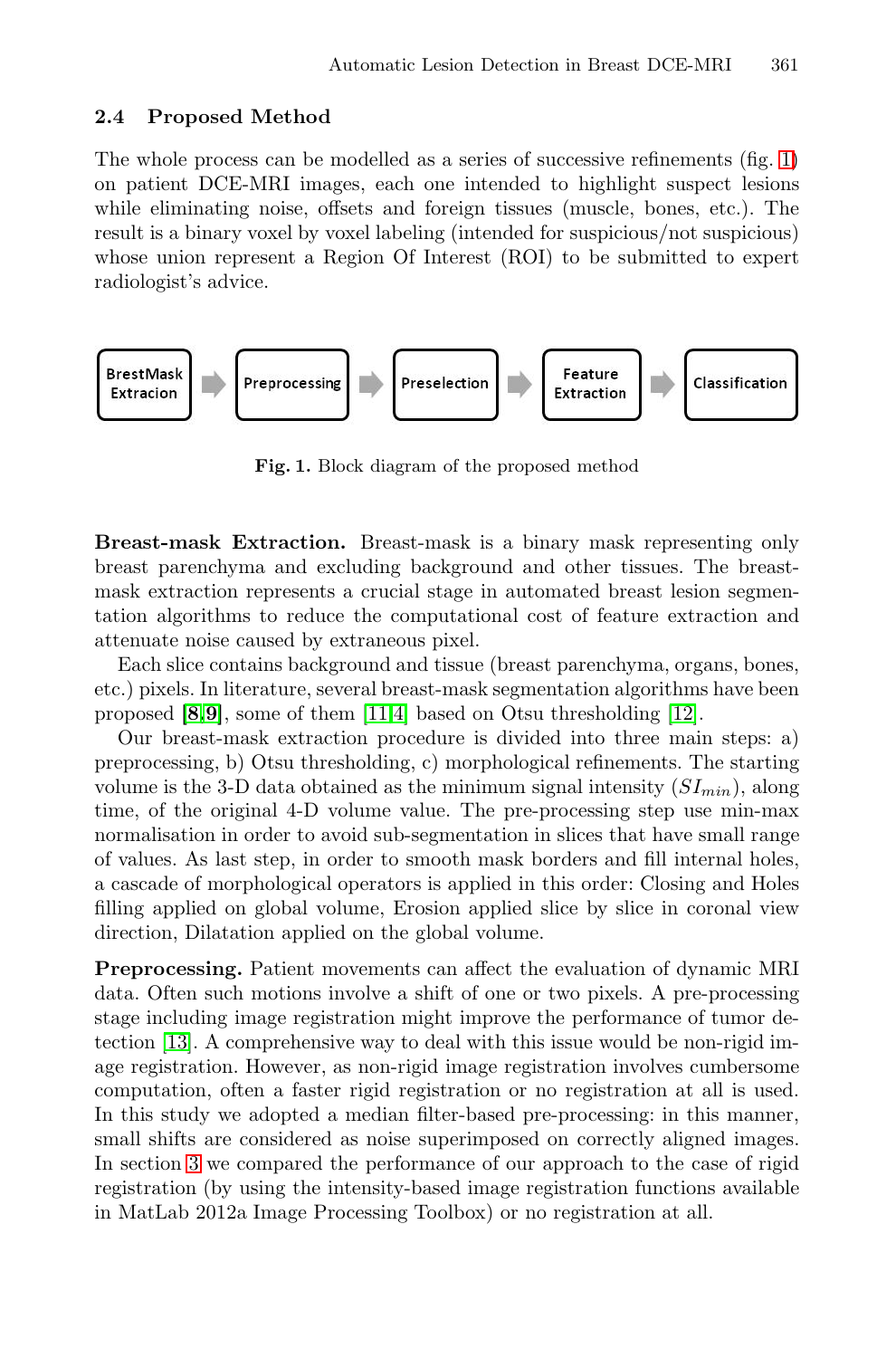### 2.4 Proposed Method

The whole process can be modelled as a series of successive refinements (fig. 1) on patient DCE-MRI images, each one intended to highlight suspect lesions while eliminating noise, offsets and foreign tissues (muscle, bones, etc.). The result is a binary voxel by voxel labeling (intended for suspicious/not suspicious) whose union represent a Region Of Interest (ROI) to be submitted to expert radiologist's advice.

BrestMask Extracion → Preprocessing → Preselection → Feature Extraction → Classification

**Fig. 1.** Block diagram of the proposed method

**Breast-mask Extraction.** Breast-mask is a binary mask representing only breast parenchyma and excluding background and other tissues. The breast-mask extraction represents a crucial stage in automated breast lesion segmentation algorithms to reduce the computational cost of feature extraction and attenuate noise caused by extraneous pixel.

Each slice contains background and tissue (breast parenchyma, organs, bones, etc.) pixels. In literature, several breast-mask segmentation algorithms have been proposed [8,9], some of them [11,4] based on Otsu thresholding [12].

Our breast-mask extraction procedure is divided into three main steps: a) preprocessing, b) Otsu thresholding, c) morphological refinements. The starting volume is the 3-D data obtained as the minimum signal intensity ($SI_{min}$), along time, of the original 4-D volume value. The pre-processing step use min-max normalisation in order to avoid sub-segmentation in slices that have small range of values. As last step, in order to smooth mask borders and fill internal holes, a cascade of morphological operators is applied in this order: Closing and Holes filling applied on global volume, Erosion applied slice by slice in coronal view direction, Dilatation applied on the global volume.

**Preprocessing.** Patient movements can affect the evaluation of dynamic MRI data. Often such motions involve a shift of one or two pixels. A pre-processing stage including image registration might improve the performance of tumor detection [13]. A comprehensive way to deal with this issue would be non-rigid image registration. However, as non-rigid image registration involves cumbersome computation, often a faster rigid registration or no registration at all is used. In this study we adopted a median filter-based pre-processing: in this manner, small shifts are considered as noise superimposed on correctly aligned images. In section 3 we compared the performance of our approach to the case of rigid registration (by using the intensity-based image registration functions available in MatLab 2012a Image Processing Toolbox) or no registration at all.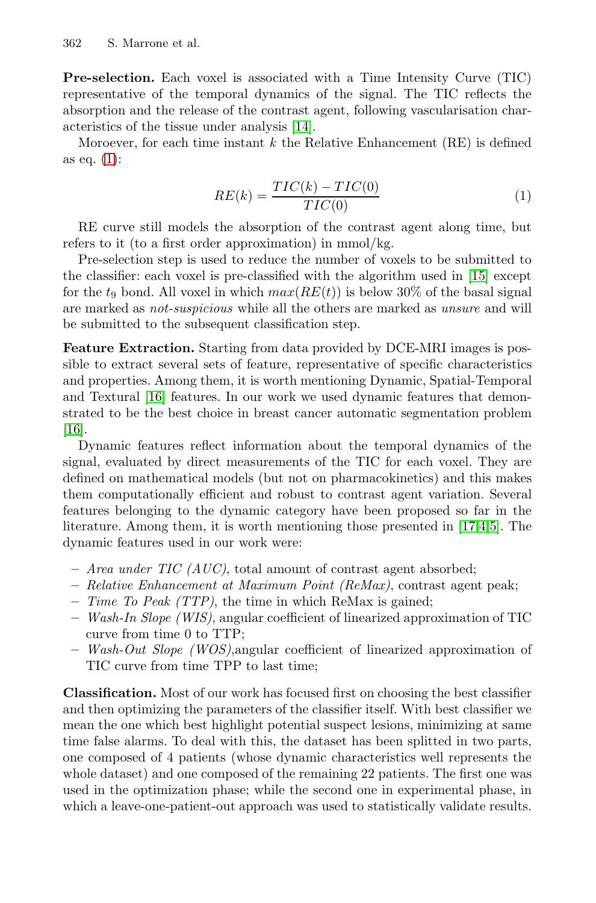**Pre-selection.** Each voxel is associated with a Time Intensity Curve (TIC) representative of the temporal dynamics of the signal. The TIC reflects the absorption and the release of the contrast agent, following vascularisation characteristics of the tissue under analysis [14].

Moroever, for each time instant $k$ the Relative Enhancement (RE) is defined as eq. (1):

$$RE(k) = \frac{TIC(k) - TIC(0)}{TIC(0)} \tag{1}$$

RE curve still models the absorption of the contrast agent along time, but refers to it (to a first order approximation) in mmol/kg.

Pre-selection step is used to reduce the number of voxels to be submitted to the classifier: each voxel is pre-classified with the algorithm used in [15] except for the $t_9$ bond. All voxel in which $max(RE(t))$ is below 30% of the basal signal are marked as *not-suspicious* while all the others are marked as *unsure* and will be submitted to the subsequent classification step.

**Feature Extraction.** Starting from data provided by DCE-MRI images is possible to extract several sets of feature, representative of specific characteristics and properties. Among them, it is worth mentioning Dynamic, Spatial-Temporal and Textural [16] features. In our work we used dynamic features that demonstrated to be the best choice in breast cancer automatic segmentation problem [16].

Dynamic features reflect information about the temporal dynamics of the signal, evaluated by direct measurements of the TIC for each voxel. They are defined on mathematical models (but not on pharmacokinetics) and this makes them computationally efficient and robust to contrast agent variation. Several features belonging to the dynamic category have been proposed so far in the literature. Among them, it is worth mentioning those presented in [17,4,5]. The dynamic features used in our work were:

- *Area under TIC (AUC)*, total amount of contrast agent absorbed;
- *Relative Enhancement at Maximum Point (ReMax)*, contrast agent peak;
- *Time To Peak (TTP)*, the time in which ReMax is gained;
- *Wash-In Slope (WIS)*, angular coefficient of linearized approximation of TIC curve from time 0 to TTP;
- *Wash-Out Slope (WOS)*,angular coefficient of linearized approximation of TIC curve from time TPP to last time;

**Classification.** Most of our work has focused first on choosing the best classifier and then optimizing the parameters of the classifier itself. With best classifier we mean the one which best highlight potential suspect lesions, minimizing at same time false alarms. To deal with this, the dataset has been splitted in two parts, one composed of 4 patients (whose dynamic characteristics well represents the whole dataset) and one composed of the remaining 22 patients. The first one was used in the optimization phase; while the second one in experimental phase, in which a leave-one-patient-out approach was used to statistically validate results.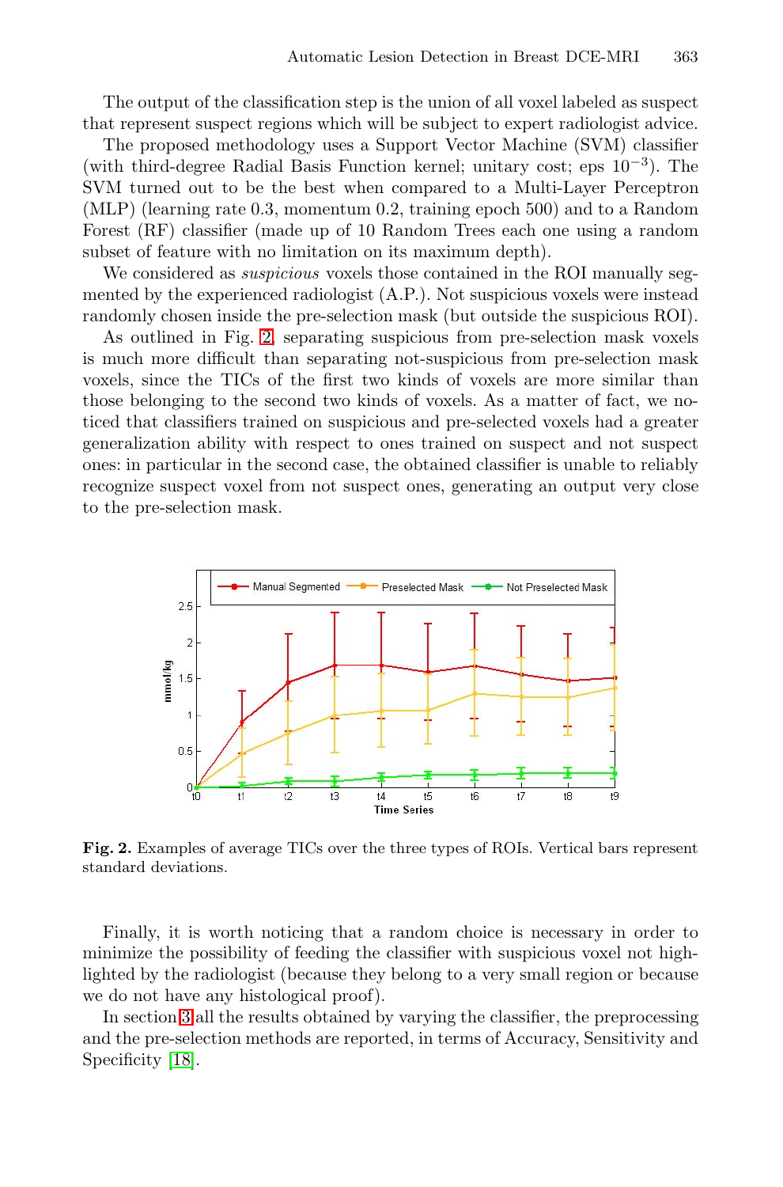The output of the classification step is the union of all voxel labeled as suspect that represent suspect regions which will be subject to expert radiologist advice.

The proposed methodology uses a Support Vector Machine (SVM) classifier (with third-degree Radial Basis Function kernel; unitary cost; eps $10^{-3}$). The SVM turned out to be the best when compared to a Multi-Layer Perceptron (MLP) (learning rate 0.3, momentum 0.2, training epoch 500) and to a Random Forest (RF) classifier (made up of 10 Random Trees each one using a random subset of feature with no limitation on its maximum depth).

We considered as *suspicious* voxels those contained in the ROI manually segmented by the experienced radiologist (A.P.). Not suspicious voxels were instead randomly chosen inside the pre-selection mask (but outside the suspicious ROI).

As outlined in Fig. 2, separating suspicious from pre-selection mask voxels is much more difficult than separating not-suspicious from pre-selection mask voxels, since the TICs of the first two kinds of voxels are more similar than those belonging to the second two kinds of voxels. As a matter of fact, we noticed that classifiers trained on suspicious and pre-selected voxels had a greater generalization ability with respect to ones trained on suspect and not suspect ones: in particular in the second case, the obtained classifier is unable to reliably recognize suspect voxel from not suspect ones, generating an output very close to the pre-selection mask.

**Fig. 2.** Examples of average TICs over the three types of ROIs. Vertical bars represent standard deviations.

Finally, it is worth noticing that a random choice is necessary in order to minimize the possibility of feeding the classifier with suspicious voxel not highlighted by the radiologist (because they belong to a very small region or because we do not have any histological proof).

In section 3 all the results obtained by varying the classifier, the preprocessing and the pre-selection methods are reported, in terms of Accuracy, Sensitivity and Specificity [18].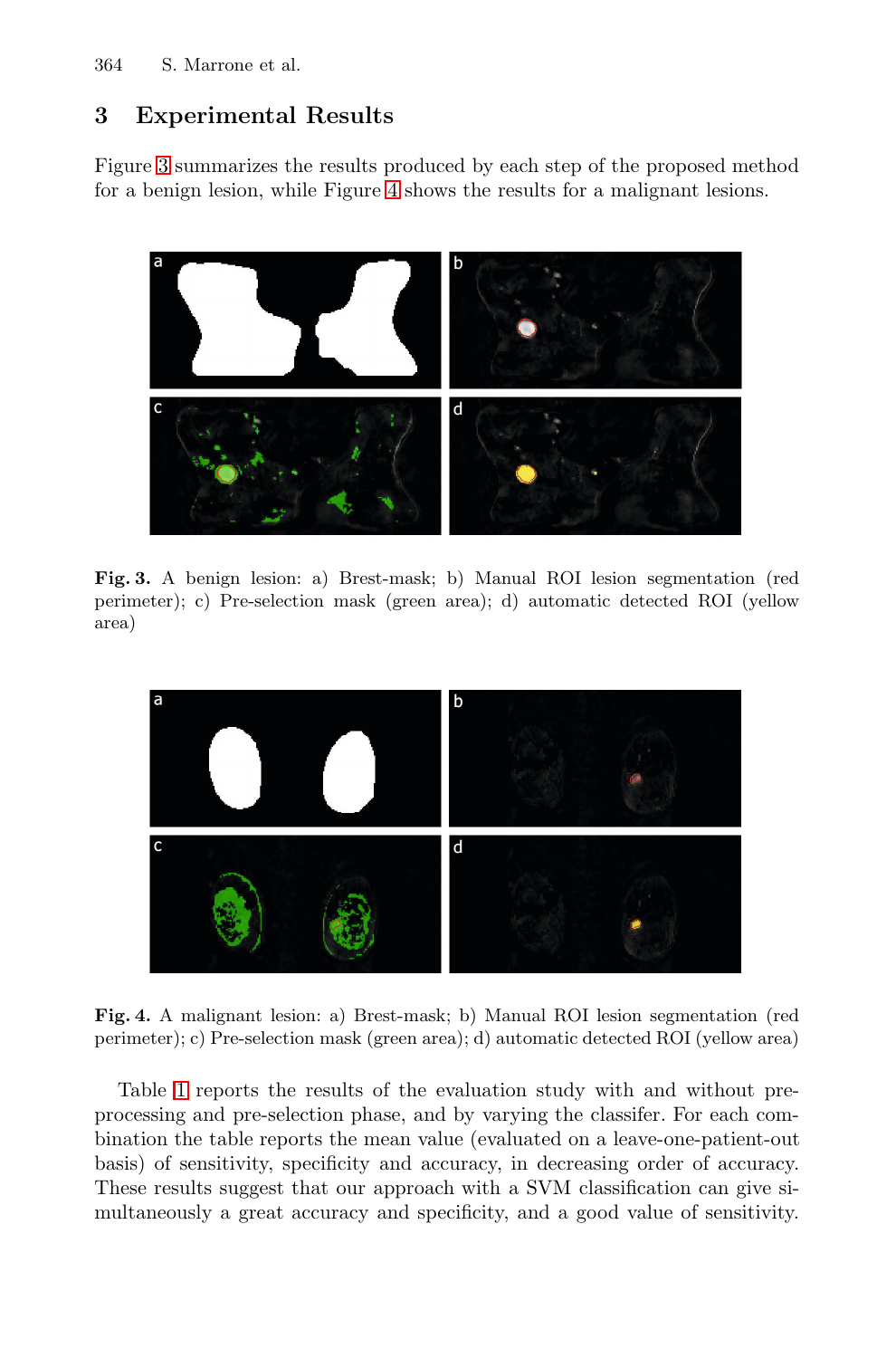## 3 Experimental Results

Figure 3 summarizes the results produced by each step of the proposed method for a benign lesion, while Figure 4 shows the results for a malignant lesions.

**Fig. 3.** A benign lesion: a) Brest-mask; b) Manual ROI lesion segmentation (red perimeter); c) Pre-selection mask (green area); d) automatic detected ROI (yellow area)

**Fig. 4.** A malignant lesion: a) Brest-mask; b) Manual ROI lesion segmentation (red perimeter); c) Pre-selection mask (green area); d) automatic detected ROI (yellow area)

Table 1 reports the results of the evaluation study with and without pre-processing and pre-selection phase, and by varying the classifer. For each combination the table reports the mean value (evaluated on a leave-one-patient-out basis) of sensitivity, specificity and accuracy, in decreasing order of accuracy. These results suggest that our approach with a SVM classification can give simultaneously a great accuracy and specificity, and a good value of sensitivity.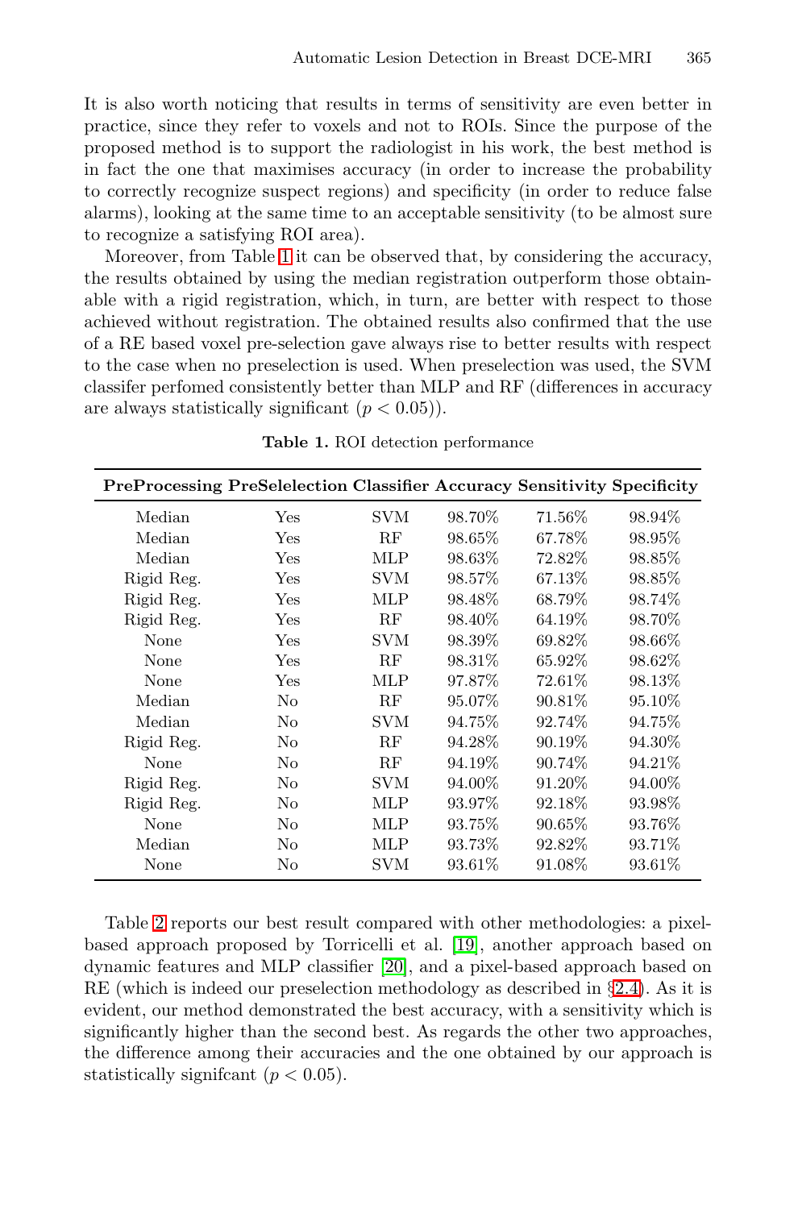It is also worth noticing that results in terms of sensitivity are even better in practice, since they refer to voxels and not to ROIs. Since the purpose of the proposed method is to support the radiologist in his work, the best method is in fact the one that maximises accuracy (in order to increase the probability to correctly recognize suspect regions) and specificity (in order to reduce false alarms), looking at the same time to an acceptable sensitivity (to be almost sure to recognize a satisfying ROI area).

Moreover, from Table 1 it can be observed that, by considering the accuracy, the results obtained by using the median registration outperform those obtainable with a rigid registration, which, in turn, are better with respect to those achieved without registration. The obtained results also confirmed that the use of a RE based voxel pre-selection gave always rise to better results with respect to the case when no preselection is used. When preselection was used, the SVM classifer perfomed consistently better than MLP and RF (differences in accuracy are always statistically significant ($p < 0.05$)).

**Table 1.** ROI detection performance

| PreProcessing | PreSelelection | Classifier | Accuracy | Sensitivity | Specificity |
|---|---|---|---|---|---|
| Median | Yes | SVM | 98.70% | 71.56% | 98.94% |
| Median | Yes | RF | 98.65% | 67.78% | 98.95% |
| Median | Yes | MLP | 98.63% | 72.82% | 98.85% |
| Rigid Reg. | Yes | SVM | 98.57% | 67.13% | 98.85% |
| Rigid Reg. | Yes | MLP | 98.48% | 68.79% | 98.74% |
| Rigid Reg. | Yes | RF | 98.40% | 64.19% | 98.70% |
| None | Yes | SVM | 98.39% | 69.82% | 98.66% |
| None | Yes | RF | 98.31% | 65.92% | 98.62% |
| None | Yes | MLP | 97.87% | 72.61% | 98.13% |
| Median | No | RF | 95.07% | 90.81% | 95.10% |
| Median | No | SVM | 94.75% | 92.74% | 94.75% |
| Rigid Reg. | No | RF | 94.28% | 90.19% | 94.30% |
| None | No | RF | 94.19% | 90.74% | 94.21% |
| Rigid Reg. | No | SVM | 94.00% | 91.20% | 94.00% |
| Rigid Reg. | No | MLP | 93.97% | 92.18% | 93.98% |
| None | No | MLP | 93.75% | 90.65% | 93.76% |
| Median | No | MLP | 93.73% | 92.82% | 93.71% |
| None | No | SVM | 93.61% | 91.08% | 93.61% |

Table 2 reports our best result compared with other methodologies: a pixel-based approach proposed by Torricelli et al. [19], another approach based on dynamic features and MLP classifier [20], and a pixel-based approach based on RE (which is indeed our preselection methodology as described in §2.4). As it is evident, our method demonstrated the best accuracy, with a sensitivity which is significantly higher than the second best. As regards the other two approaches, the difference among their accuracies and the one obtained by our approach is statistically signifcant ($p < 0.05$).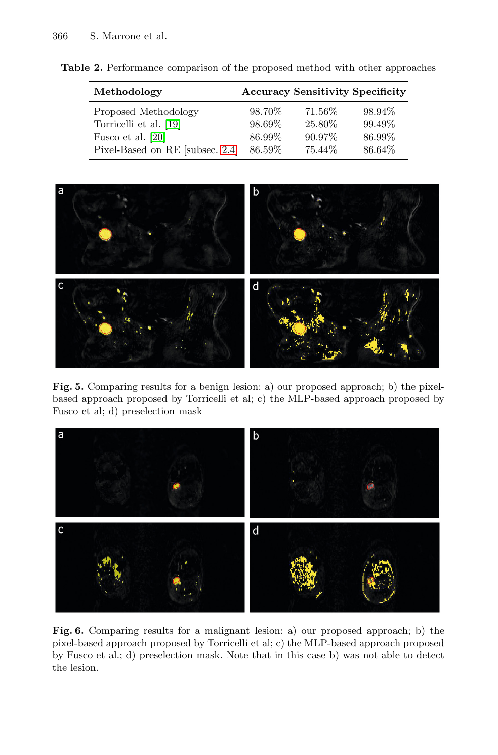**Table 2.** Performance comparison of the proposed method with other approaches

| Methodology | Accuracy | Sensitivity | Specificity |
|---|---|---|---|
| Proposed Methodology | 98.70% | 71.56% | 98.94% |
| Torricelli et al. [19] | 98.69% | 25.80% | 99.49% |
| Fusco et al. [20] | 86.99% | 90.97% | 86.99% |
| Pixel-Based on RE [subsec. 2.4] | 86.59% | 75.44% | 86.64% |

**Fig. 5.** Comparing results for a benign lesion: a) our proposed approach; b) the pixel-based approach proposed by Torricelli et al; c) the MLP-based approach proposed by Fusco et al; d) preselection mask

**Fig. 6.** Comparing results for a malignant lesion: a) our proposed approach; b) the pixel-based approach proposed by Torricelli et al; c) the MLP-based approach proposed by Fusco et al.; d) preselection mask. Note that in this case b) was not able to detect the lesion.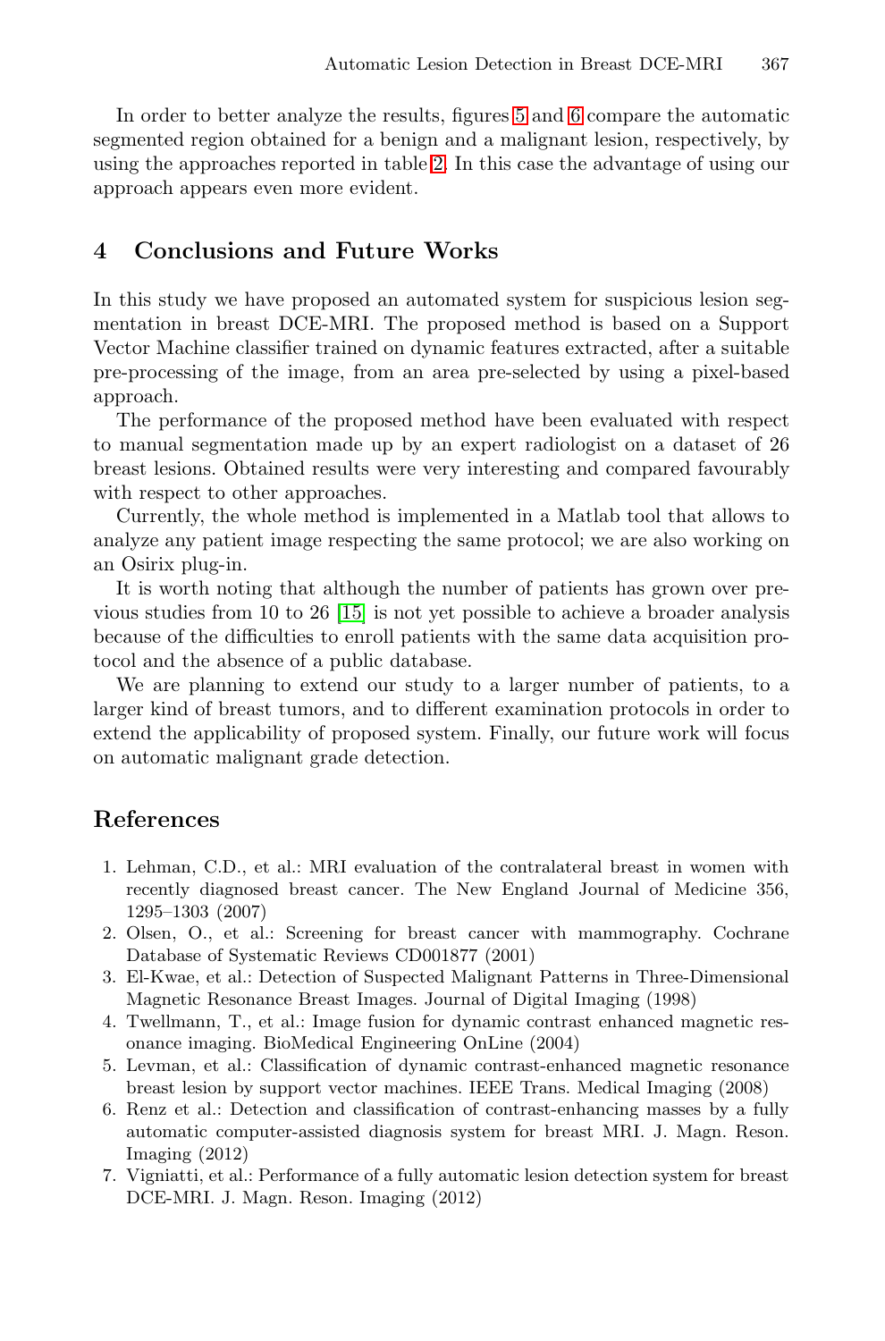In order to better analyze the results, figures 5 and 6 compare the automatic segmented region obtained for a benign and a malignant lesion, respectively, by using the approaches reported in table 2. In this case the advantage of using our approach appears even more evident.

## 4 Conclusions and Future Works

In this study we have proposed an automated system for suspicious lesion segmentation in breast DCE-MRI. The proposed method is based on a Support Vector Machine classifier trained on dynamic features extracted, after a suitable pre-processing of the image, from an area pre-selected by using a pixel-based approach.

The performance of the proposed method have been evaluated with respect to manual segmentation made up by an expert radiologist on a dataset of 26 breast lesions. Obtained results were very interesting and compared favourably with respect to other approaches.

Currently, the whole method is implemented in a Matlab tool that allows to analyze any patient image respecting the same protocol; we are also working on an Osirix plug-in.

It is worth noting that although the number of patients has grown over previous studies from 10 to 26 [15] is not yet possible to achieve a broader analysis because of the difficulties to enroll patients with the same data acquisition protocol and the absence of a public database.

We are planning to extend our study to a larger number of patients, to a larger kind of breast tumors, and to different examination protocols in order to extend the applicability of proposed system. Finally, our future work will focus on automatic malignant grade detection.

## References

1. Lehman, C.D., et al.: MRI evaluation of the contralateral breast in women with recently diagnosed breast cancer. The New England Journal of Medicine 356, 1295–1303 (2007)
2. Olsen, O., et al.: Screening for breast cancer with mammography. Cochrane Database of Systematic Reviews CD001877 (2001)
3. El-Kwae, et al.: Detection of Suspected Malignant Patterns in Three-Dimensional Magnetic Resonance Breast Images. Journal of Digital Imaging (1998)
4. Twellmann, T., et al.: Image fusion for dynamic contrast enhanced magnetic resonance imaging. BioMedical Engineering OnLine (2004)
5. Levman, et al.: Classification of dynamic contrast-enhanced magnetic resonance breast lesion by support vector machines. IEEE Trans. Medical Imaging (2008)
6. Renz et al.: Detection and classification of contrast-enhancing masses by a fully automatic computer-assisted diagnosis system for breast MRI. J. Magn. Reson. Imaging (2012)
7. Vigniatti, et al.: Performance of a fully automatic lesion detection system for breast DCE-MRI. J. Magn. Reson. Imaging (2012)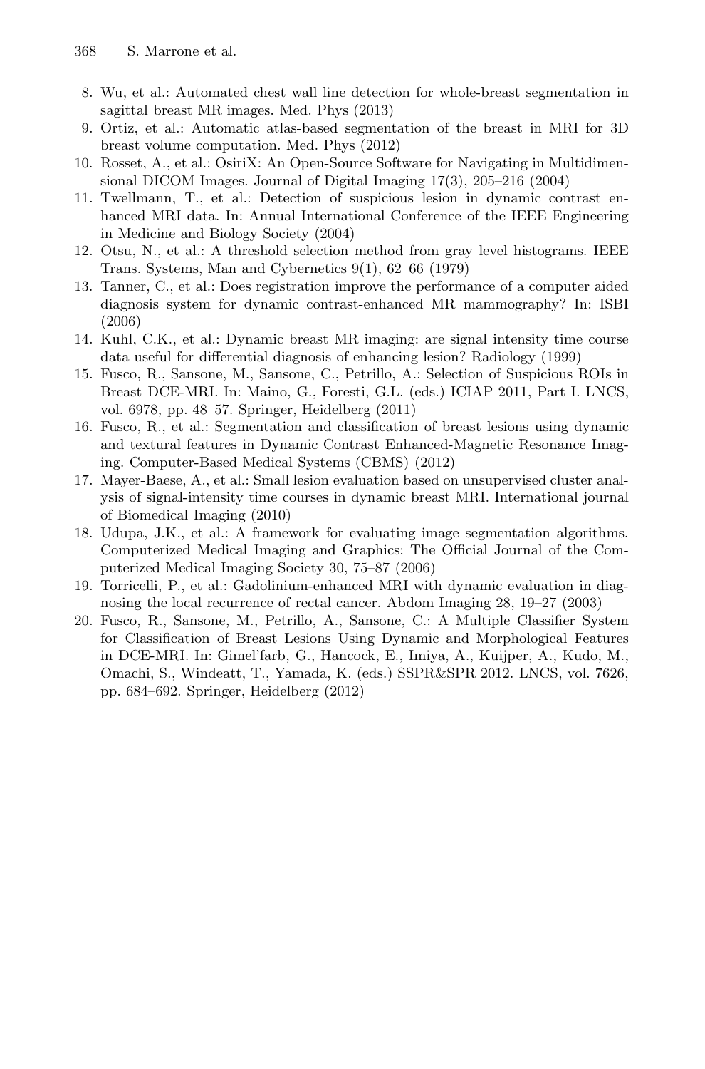8. Wu, et al.: Automated chest wall line detection for whole-breast segmentation in sagittal breast MR images. Med. Phys (2013)
9. Ortiz, et al.: Automatic atlas-based segmentation of the breast in MRI for 3D breast volume computation. Med. Phys (2012)
10. Rosset, A., et al.: OsiriX: An Open-Source Software for Navigating in Multidimensional DICOM Images. Journal of Digital Imaging 17(3), 205–216 (2004)
11. Twellmann, T., et al.: Detection of suspicious lesion in dynamic contrast enhanced MRI data. In: Annual International Conference of the IEEE Engineering in Medicine and Biology Society (2004)
12. Otsu, N., et al.: A threshold selection method from gray level histograms. IEEE Trans. Systems, Man and Cybernetics 9(1), 62–66 (1979)
13. Tanner, C., et al.: Does registration improve the performance of a computer aided diagnosis system for dynamic contrast-enhanced MR mammography? In: ISBI (2006)
14. Kuhl, C.K., et al.: Dynamic breast MR imaging: are signal intensity time course data useful for differential diagnosis of enhancing lesion? Radiology (1999)
15. Fusco, R., Sansone, M., Sansone, C., Petrillo, A.: Selection of Suspicious ROIs in Breast DCE-MRI. In: Maino, G., Foresti, G.L. (eds.) ICIAP 2011, Part I. LNCS, vol. 6978, pp. 48–57. Springer, Heidelberg (2011)
16. Fusco, R., et al.: Segmentation and classification of breast lesions using dynamic and textural features in Dynamic Contrast Enhanced-Magnetic Resonance Imaging. Computer-Based Medical Systems (CBMS) (2012)
17. Mayer-Baese, A., et al.: Small lesion evaluation based on unsupervised cluster analysis of signal-intensity time courses in dynamic breast MRI. International journal of Biomedical Imaging (2010)
18. Udupa, J.K., et al.: A framework for evaluating image segmentation algorithms. Computerized Medical Imaging and Graphics: The Official Journal of the Computerized Medical Imaging Society 30, 75–87 (2006)
19. Torricelli, P., et al.: Gadolinium-enhanced MRI with dynamic evaluation in diagnosing the local recurrence of rectal cancer. Abdom Imaging 28, 19–27 (2003)
20. Fusco, R., Sansone, M., Petrillo, A., Sansone, C.: A Multiple Classifier System for Classification of Breast Lesions Using Dynamic and Morphological Features in DCE-MRI. In: Gimel'farb, G., Hancock, E., Imiya, A., Kuijper, A., Kudo, M., Omachi, S., Windeatt, T., Yamada, K. (eds.) SSPR&SPR 2012. LNCS, vol. 7626, pp. 684–692. Springer, Heidelberg (2012)